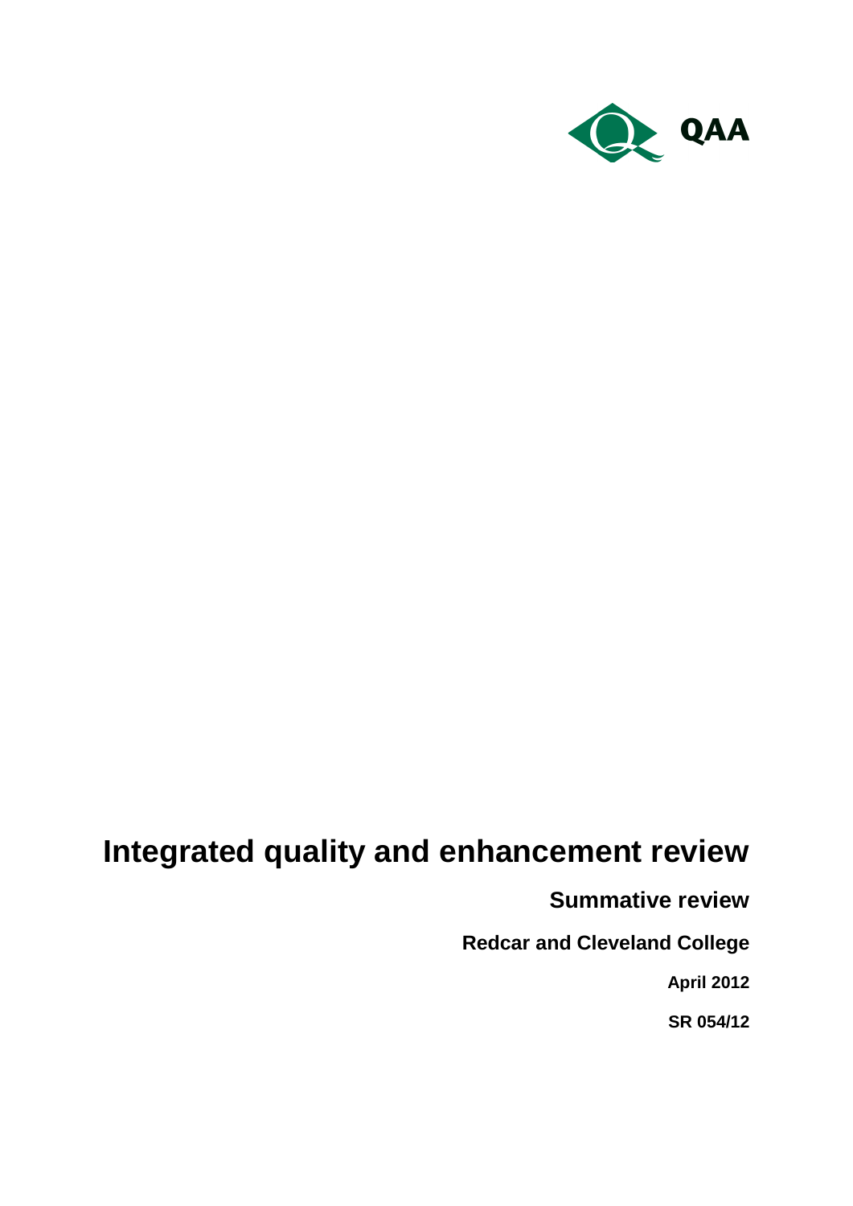QAA

# Integrated quality and enhancement review

## Summative review

### Redcar and Cleveland College

**April 2012**

**SR 054/12**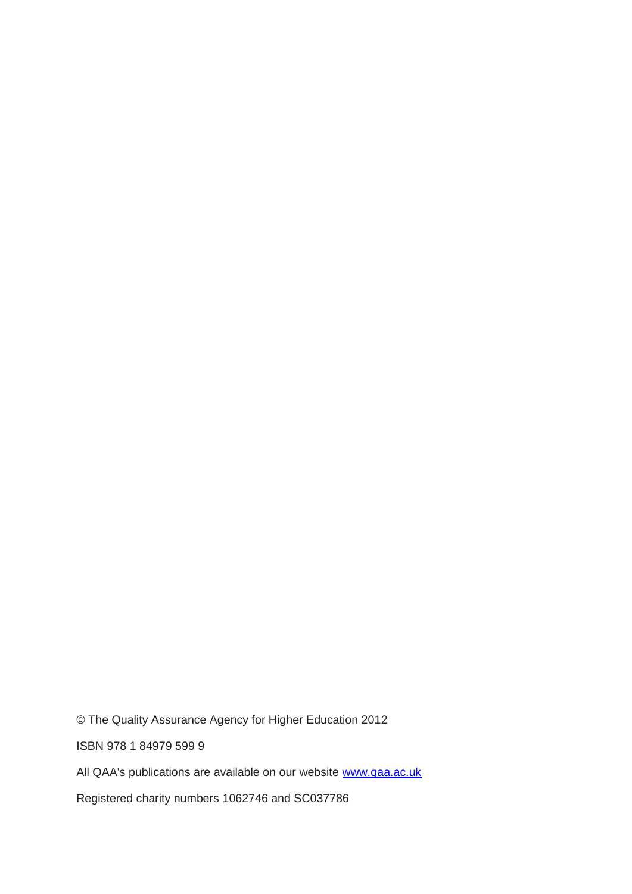© The Quality Assurance Agency for Higher Education 2012

ISBN 978 1 84979 599 9

All QAA's publications are available on our website [www.qaa.ac.uk](http://www.qaa.ac.uk)

Registered charity numbers 1062746 and SC037786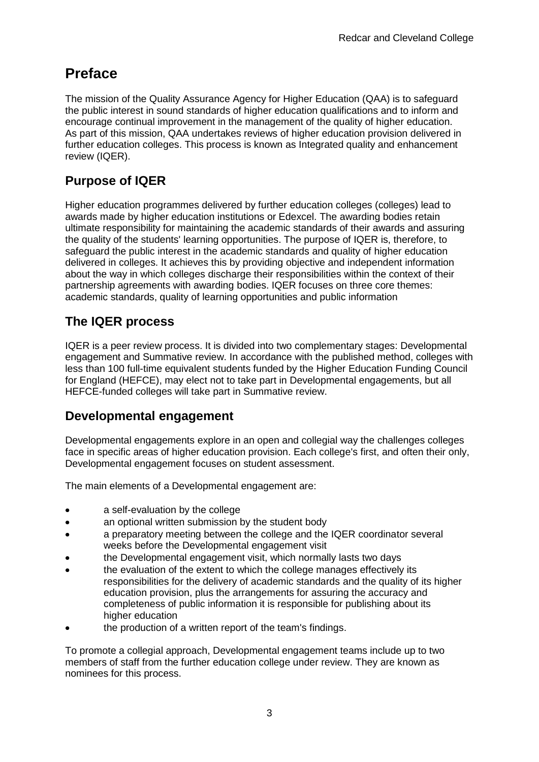# Preface

The mission of the Quality Assurance Agency for Higher Education (QAA) is to safeguard the public interest in sound standards of higher education qualifications and to inform and encourage continual improvement in the management of the quality of higher education. As part of this mission, QAA undertakes reviews of higher education provision delivered in further education colleges. This process is known as Integrated quality and enhancement review (IQER).

## Purpose of IQER

Higher education programmes delivered by further education colleges (colleges) lead to awards made by higher education institutions or Edexcel. The awarding bodies retain ultimate responsibility for maintaining the academic standards of their awards and assuring the quality of the students' learning opportunities. The purpose of IQER is, therefore, to safeguard the public interest in the academic standards and quality of higher education delivered in colleges. It achieves this by providing objective and independent information about the way in which colleges discharge their responsibilities within the context of their partnership agreements with awarding bodies. IQER focuses on three core themes: academic standards, quality of learning opportunities and public information

## The IQER process

IQER is a peer review process. It is divided into two complementary stages: Developmental engagement and Summative review. In accordance with the published method, colleges with less than 100 full-time equivalent students funded by the Higher Education Funding Council for England (HEFCE), may elect not to take part in Developmental engagements, but all HEFCE-funded colleges will take part in Summative review.

## Developmental engagement

Developmental engagements explore in an open and collegial way the challenges colleges face in specific areas of higher education provision. Each college's first, and often their only, Developmental engagement focuses on student assessment.

The main elements of a Developmental engagement are:

- a self-evaluation by the college
- an optional written submission by the student body
- a preparatory meeting between the college and the IQER coordinator several weeks before the Developmental engagement visit
- the Developmental engagement visit, which normally lasts two days
- the evaluation of the extent to which the college manages effectively its responsibilities for the delivery of academic standards and the quality of its higher education provision, plus the arrangements for assuring the accuracy and completeness of public information it is responsible for publishing about its higher education
- the production of a written report of the team's findings.

To promote a collegial approach, Developmental engagement teams include up to two members of staff from the further education college under review. They are known as nominees for this process.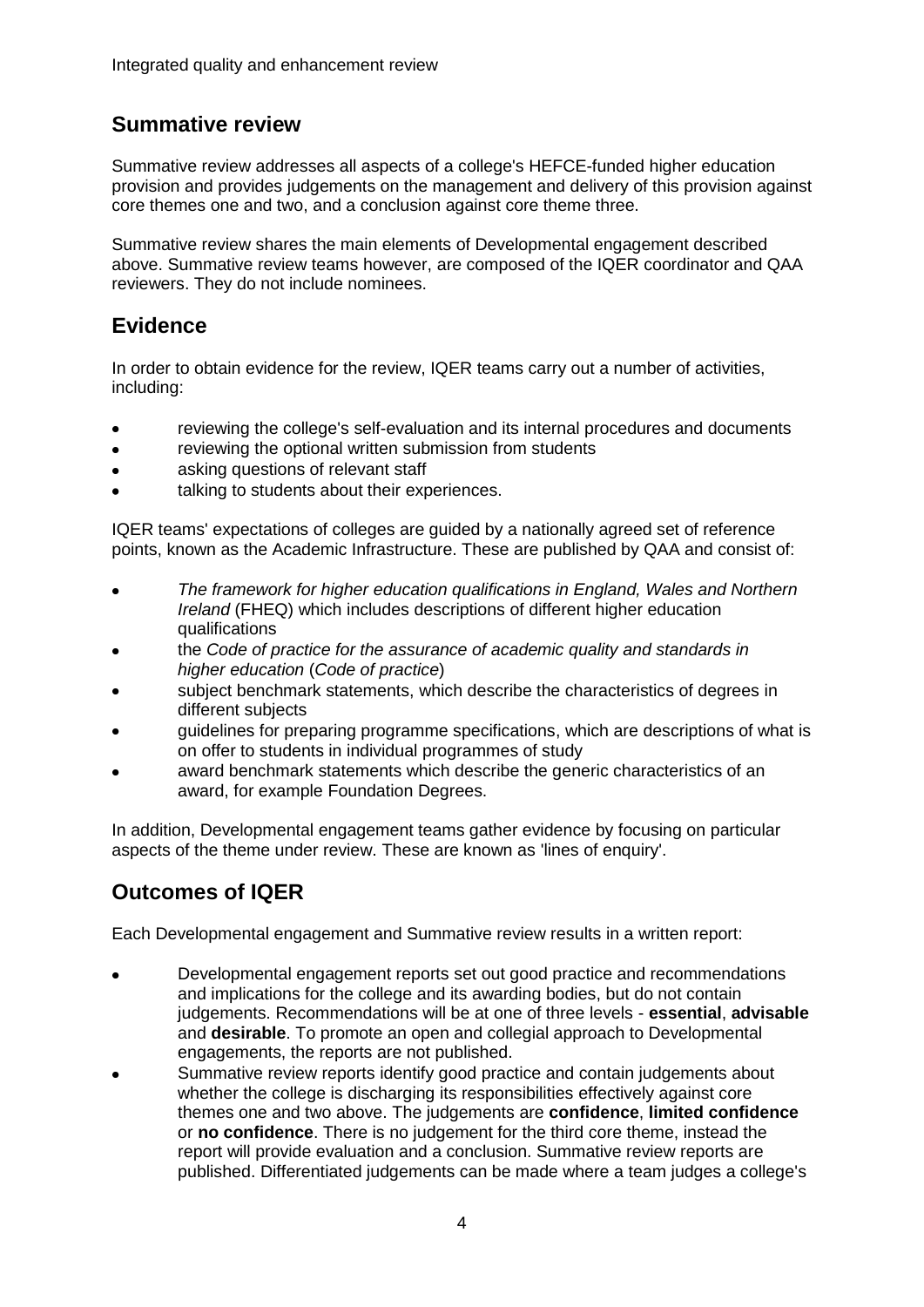## Summative review

Summative review addresses all aspects of a college's HEFCE-funded higher education provision and provides judgements on the management and delivery of this provision against core themes one and two, and a conclusion against core theme three.

Summative review shares the main elements of Developmental engagement described above. Summative review teams however, are composed of the IQER coordinator and QAA reviewers. They do not include nominees.

## Evidence

In order to obtain evidence for the review, IQER teams carry out a number of activities, including:

- reviewing the college's self-evaluation and its internal procedures and documents
- reviewing the optional written submission from students
- asking questions of relevant staff
- talking to students about their experiences.

IQER teams' expectations of colleges are guided by a nationally agreed set of reference points, known as the Academic Infrastructure. These are published by QAA and consist of:

- *The framework for higher education qualifications in England, Wales and Northern Ireland* (FHEQ) which includes descriptions of different higher education qualifications
- the *Code of practice for the assurance of academic quality and standards in higher education* (*Code of practice*)
- subject benchmark statements, which describe the characteristics of degrees in different subjects
- guidelines for preparing programme specifications, which are descriptions of what is on offer to students in individual programmes of study
- award benchmark statements which describe the generic characteristics of an award, for example Foundation Degrees.

In addition, Developmental engagement teams gather evidence by focusing on particular aspects of the theme under review. These are known as 'lines of enquiry'.

## Outcomes of IQER

Each Developmental engagement and Summative review results in a written report:

- Developmental engagement reports set out good practice and recommendations and implications for the college and its awarding bodies, but do not contain judgements. Recommendations will be at one of three levels - **essential**, **advisable** and **desirable**. To promote an open and collegial approach to Developmental engagements, the reports are not published.
- Summative review reports identify good practice and contain judgements about whether the college is discharging its responsibilities effectively against core themes one and two above. The judgements are **confidence**, **limited confidence** or **no confidence**. There is no judgement for the third core theme, instead the report will provide evaluation and a conclusion. Summative review reports are published. Differentiated judgements can be made where a team judges a college's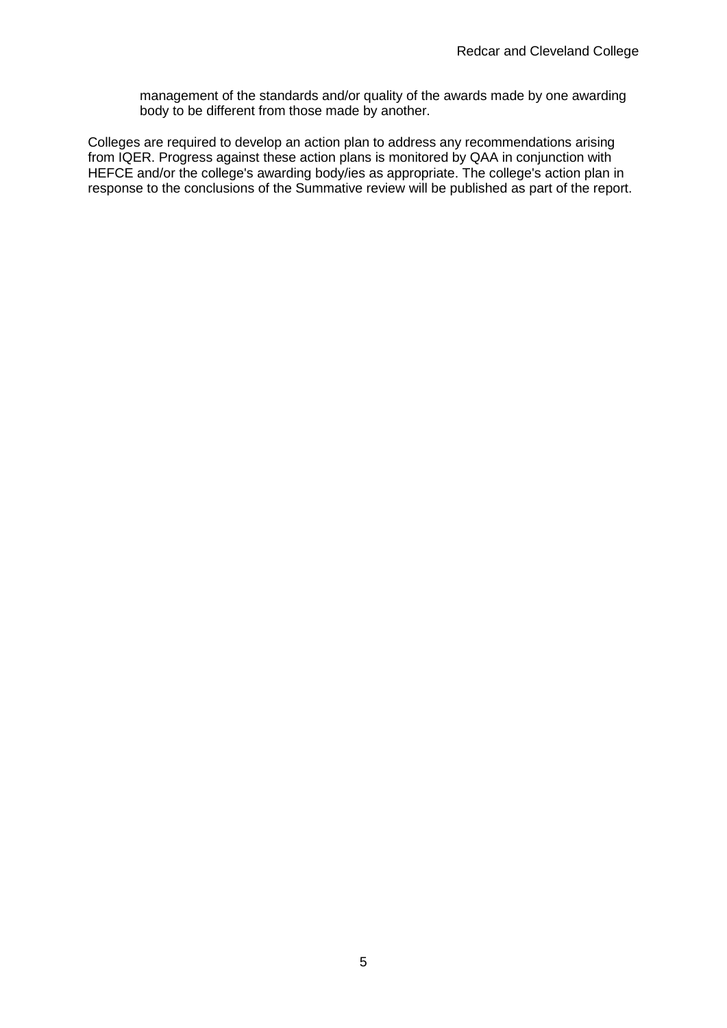management of the standards and/or quality of the awards made by one awarding body to be different from those made by another.

Colleges are required to develop an action plan to address any recommendations arising from IQER. Progress against these action plans is monitored by QAA in conjunction with HEFCE and/or the college's awarding body/ies as appropriate. The college's action plan in response to the conclusions of the Summative review will be published as part of the report.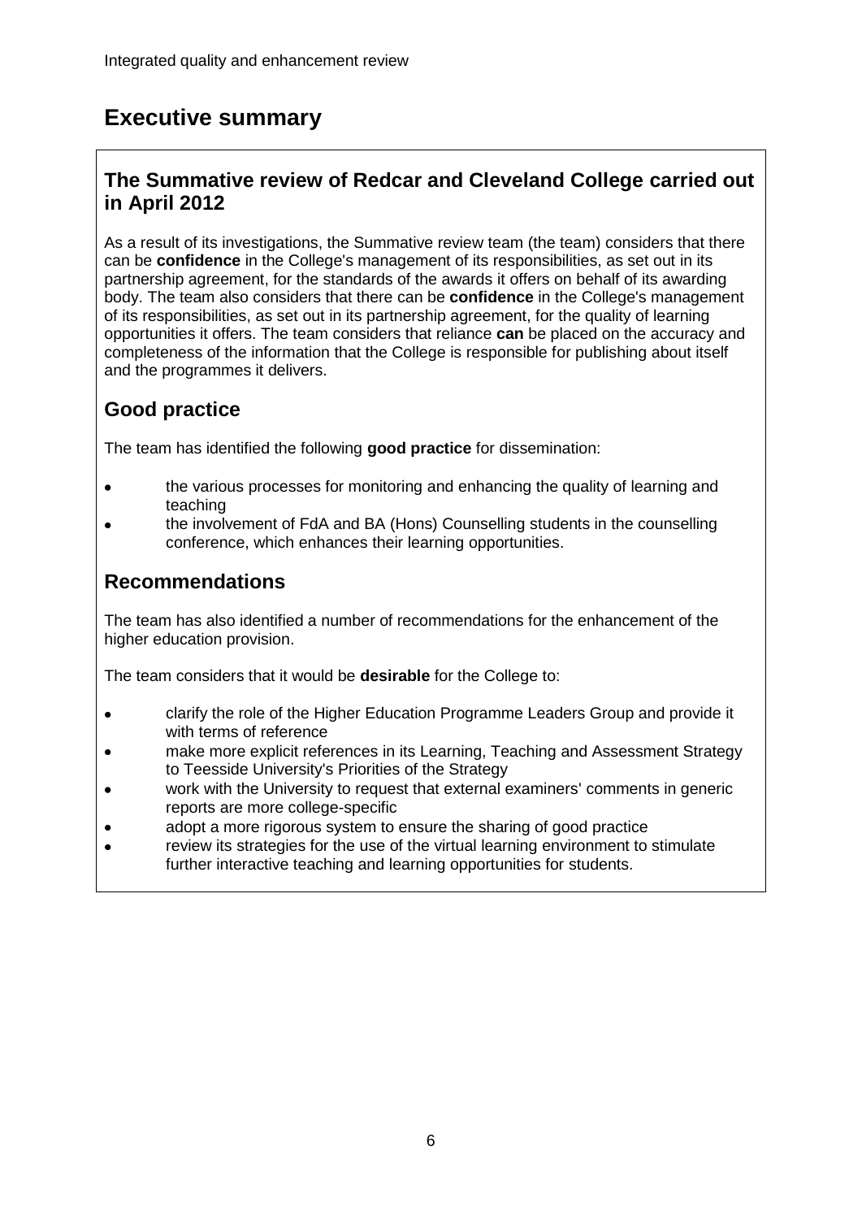# Executive summary

## The Summative review of Redcar and Cleveland College carried out in April 2012

As a result of its investigations, the Summative review team (the team) considers that there can be **confidence** in the College's management of its responsibilities, as set out in its partnership agreement, for the standards of the awards it offers on behalf of its awarding body. The team also considers that there can be **confidence** in the College's management of its responsibilities, as set out in its partnership agreement, for the quality of learning opportunities it offers. The team considers that reliance **can** be placed on the accuracy and completeness of the information that the College is responsible for publishing about itself and the programmes it delivers.

## Good practice

The team has identified the following **good practice** for dissemination:

- the various processes for monitoring and enhancing the quality of learning and teaching
- the involvement of FdA and BA (Hons) Counselling students in the counselling conference, which enhances their learning opportunities.

## Recommendations

The team has also identified a number of recommendations for the enhancement of the higher education provision.

The team considers that it would be **desirable** for the College to:

- clarify the role of the Higher Education Programme Leaders Group and provide it with terms of reference
- make more explicit references in its Learning, Teaching and Assessment Strategy to Teesside University's Priorities of the Strategy
- work with the University to request that external examiners' comments in generic reports are more college-specific
- adopt a more rigorous system to ensure the sharing of good practice
- review its strategies for the use of the virtual learning environment to stimulate further interactive teaching and learning opportunities for students.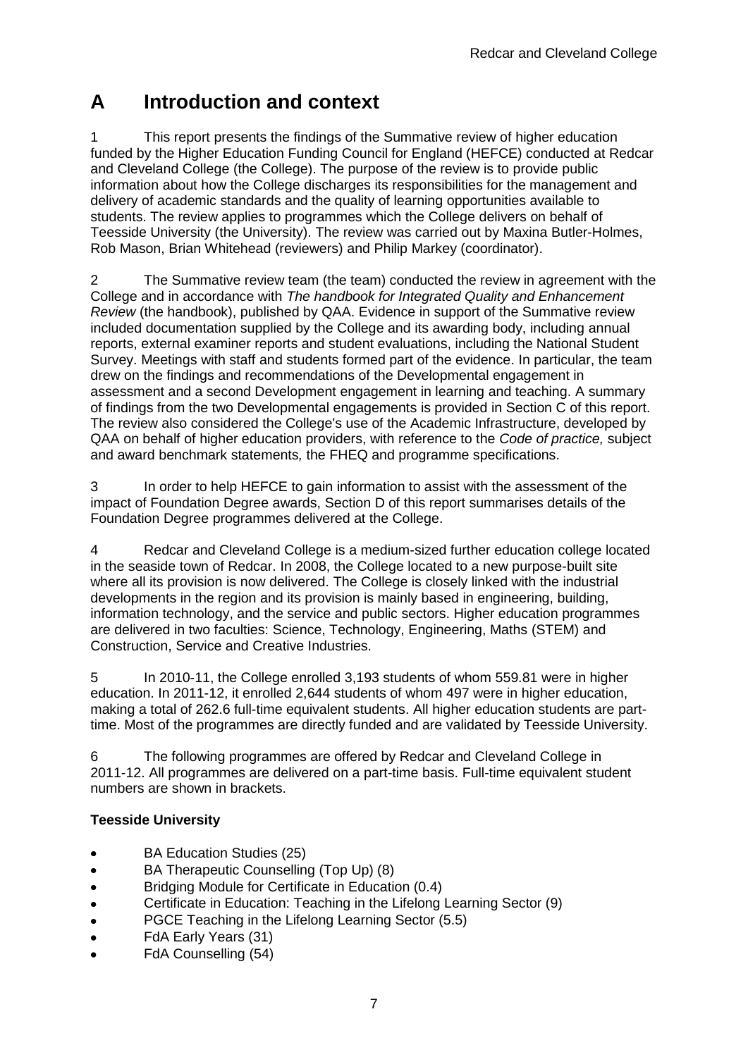# A Introduction and context

1 This report presents the findings of the Summative review of higher education funded by the Higher Education Funding Council for England (HEFCE) conducted at Redcar and Cleveland College (the College). The purpose of the review is to provide public information about how the College discharges its responsibilities for the management and delivery of academic standards and the quality of learning opportunities available to students. The review applies to programmes which the College delivers on behalf of Teesside University (the University). The review was carried out by Maxina Butler-Holmes, Rob Mason, Brian Whitehead (reviewers) and Philip Markey (coordinator).

2 The Summative review team (the team) conducted the review in agreement with the College and in accordance with *The handbook for Integrated Quality and Enhancement Review* (the handbook), published by QAA. Evidence in support of the Summative review included documentation supplied by the College and its awarding body, including annual reports, external examiner reports and student evaluations, including the National Student Survey. Meetings with staff and students formed part of the evidence. In particular, the team drew on the findings and recommendations of the Developmental engagement in assessment and a second Development engagement in learning and teaching. A summary of findings from the two Developmental engagements is provided in Section C of this report. The review also considered the College's use of the Academic Infrastructure, developed by QAA on behalf of higher education providers, with reference to the *Code of practice,* subject and award benchmark statements*,* the FHEQ and programme specifications.

3 In order to help HEFCE to gain information to assist with the assessment of the impact of Foundation Degree awards, Section D of this report summarises details of the Foundation Degree programmes delivered at the College.

4 Redcar and Cleveland College is a medium-sized further education college located in the seaside town of Redcar. In 2008, the College located to a new purpose-built site where all its provision is now delivered. The College is closely linked with the industrial developments in the region and its provision is mainly based in engineering, building, information technology, and the service and public sectors. Higher education programmes are delivered in two faculties: Science, Technology, Engineering, Maths (STEM) and Construction, Service and Creative Industries.

5 In 2010-11, the College enrolled 3,193 students of whom 559.81 were in higher education. In 2011-12, it enrolled 2,644 students of whom 497 were in higher education, making a total of 262.6 full-time equivalent students. All higher education students are part-time. Most of the programmes are directly funded and are validated by Teesside University.

6 The following programmes are offered by Redcar and Cleveland College in 2011-12. All programmes are delivered on a part-time basis. Full-time equivalent student numbers are shown in brackets.

**Teesside University**

- BA Education Studies (25)
- BA Therapeutic Counselling (Top Up) (8)
- Bridging Module for Certificate in Education (0.4)
- Certificate in Education: Teaching in the Lifelong Learning Sector (9)
- PGCE Teaching in the Lifelong Learning Sector (5.5)
- FdA Early Years (31)
- FdA Counselling (54)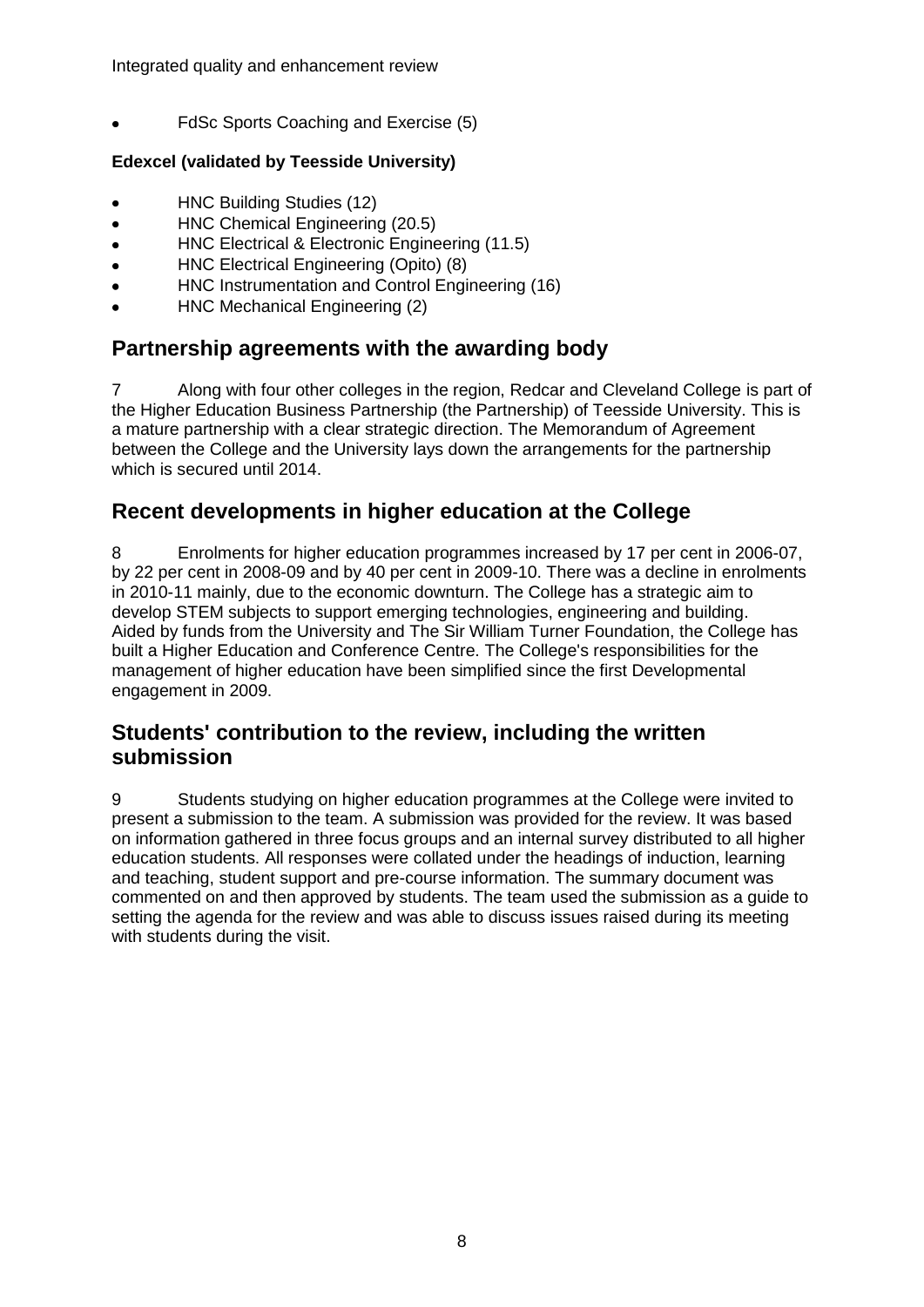- FdSc Sports Coaching and Exercise (5)

**Edexcel (validated by Teesside University)**

- HNC Building Studies (12)
- HNC Chemical Engineering (20.5)
- HNC Electrical & Electronic Engineering (11.5)
- HNC Electrical Engineering (Opito) (8)
- HNC Instrumentation and Control Engineering (16)
- HNC Mechanical Engineering (2)

## Partnership agreements with the awarding body

7 Along with four other colleges in the region, Redcar and Cleveland College is part of the Higher Education Business Partnership (the Partnership) of Teesside University. This is a mature partnership with a clear strategic direction. The Memorandum of Agreement between the College and the University lays down the arrangements for the partnership which is secured until 2014.

## Recent developments in higher education at the College

8 Enrolments for higher education programmes increased by 17 per cent in 2006-07, by 22 per cent in 2008-09 and by 40 per cent in 2009-10. There was a decline in enrolments in 2010-11 mainly, due to the economic downturn. The College has a strategic aim to develop STEM subjects to support emerging technologies, engineering and building. Aided by funds from the University and The Sir William Turner Foundation, the College has built a Higher Education and Conference Centre. The College's responsibilities for the management of higher education have been simplified since the first Developmental engagement in 2009.

## Students' contribution to the review, including the written submission

9 Students studying on higher education programmes at the College were invited to present a submission to the team. A submission was provided for the review. It was based on information gathered in three focus groups and an internal survey distributed to all higher education students. All responses were collated under the headings of induction, learning and teaching, student support and pre-course information. The summary document was commented on and then approved by students. The team used the submission as a guide to setting the agenda for the review and was able to discuss issues raised during its meeting with students during the visit.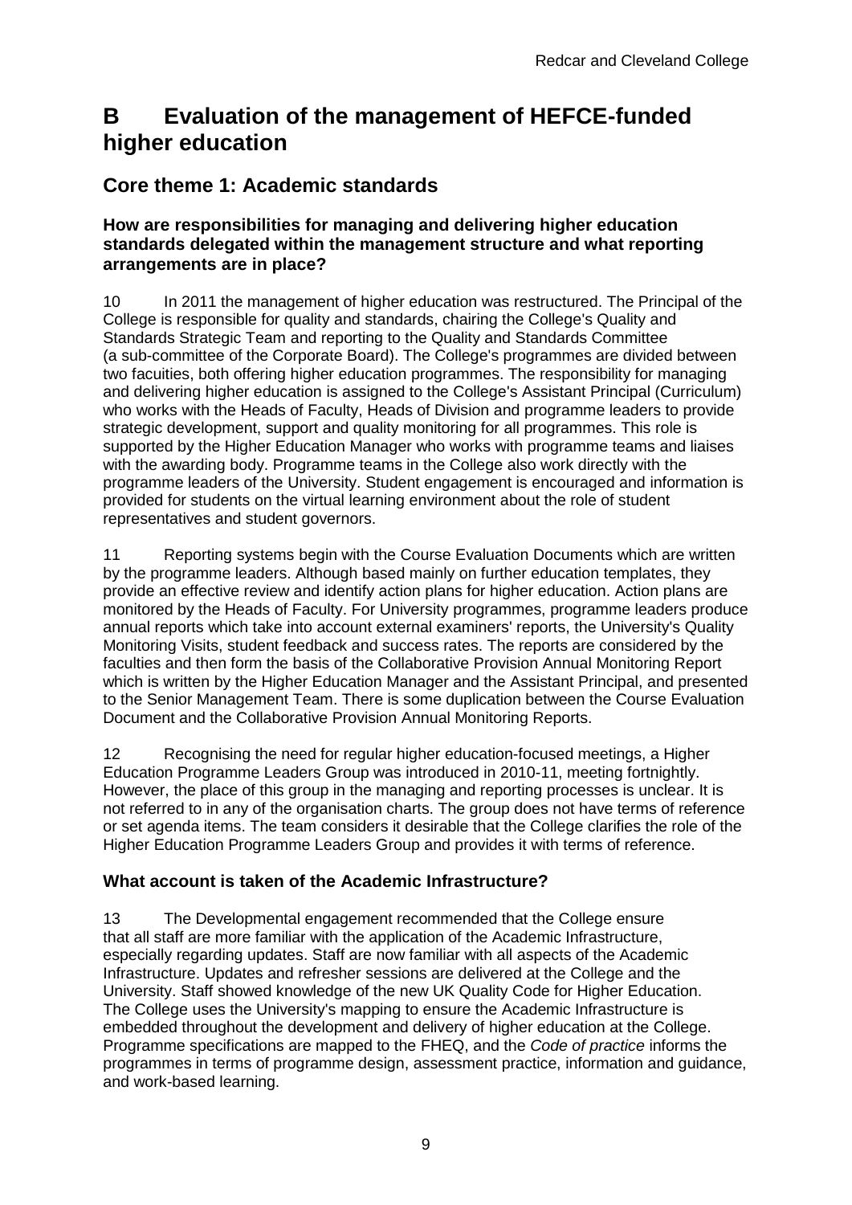# B Evaluation of the management of HEFCE-funded higher education

## Core theme 1: Academic standards

### How are responsibilities for managing and delivering higher education standards delegated within the management structure and what reporting arrangements are in place?

10 In 2011 the management of higher education was restructured. The Principal of the College is responsible for quality and standards, chairing the College's Quality and Standards Strategic Team and reporting to the Quality and Standards Committee (a sub-committee of the Corporate Board). The College's programmes are divided between two faculties, both offering higher education programmes. The responsibility for managing and delivering higher education is assigned to the College's Assistant Principal (Curriculum) who works with the Heads of Faculty, Heads of Division and programme leaders to provide strategic development, support and quality monitoring for all programmes. This role is supported by the Higher Education Manager who works with programme teams and liaises with the awarding body. Programme teams in the College also work directly with the programme leaders of the University. Student engagement is encouraged and information is provided for students on the virtual learning environment about the role of student representatives and student governors.

11 Reporting systems begin with the Course Evaluation Documents which are written by the programme leaders. Although based mainly on further education templates, they provide an effective review and identify action plans for higher education. Action plans are monitored by the Heads of Faculty. For University programmes, programme leaders produce annual reports which take into account external examiners' reports, the University's Quality Monitoring Visits, student feedback and success rates. The reports are considered by the faculties and then form the basis of the Collaborative Provision Annual Monitoring Report which is written by the Higher Education Manager and the Assistant Principal, and presented to the Senior Management Team. There is some duplication between the Course Evaluation Document and the Collaborative Provision Annual Monitoring Reports.

12 Recognising the need for regular higher education-focused meetings, a Higher Education Programme Leaders Group was introduced in 2010-11, meeting fortnightly. However, the place of this group in the managing and reporting processes is unclear. It is not referred to in any of the organisation charts. The group does not have terms of reference or set agenda items. The team considers it desirable that the College clarifies the role of the Higher Education Programme Leaders Group and provides it with terms of reference.

### What account is taken of the Academic Infrastructure?

13 The Developmental engagement recommended that the College ensure that all staff are more familiar with the application of the Academic Infrastructure, especially regarding updates. Staff are now familiar with all aspects of the Academic Infrastructure. Updates and refresher sessions are delivered at the College and the University. Staff showed knowledge of the new UK Quality Code for Higher Education. The College uses the University's mapping to ensure the Academic Infrastructure is embedded throughout the development and delivery of higher education at the College. Programme specifications are mapped to the FHEQ, and the *Code of practice* informs the programmes in terms of programme design, assessment practice, information and guidance, and work-based learning.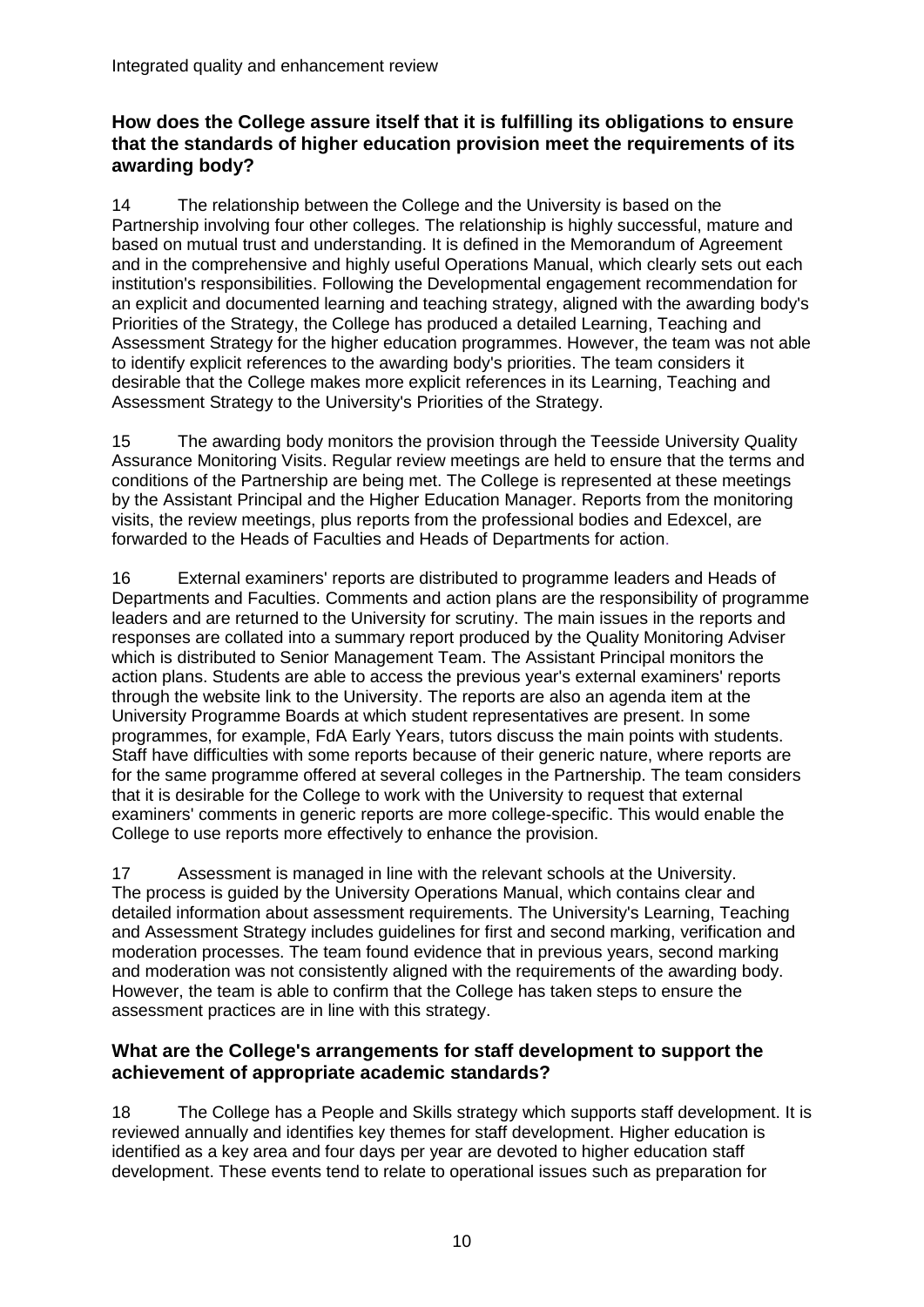### How does the College assure itself that it is fulfilling its obligations to ensure that the standards of higher education provision meet the requirements of its awarding body?

14 The relationship between the College and the University is based on the Partnership involving four other colleges. The relationship is highly successful, mature and based on mutual trust and understanding. It is defined in the Memorandum of Agreement and in the comprehensive and highly useful Operations Manual, which clearly sets out each institution's responsibilities. Following the Developmental engagement recommendation for an explicit and documented learning and teaching strategy, aligned with the awarding body's Priorities of the Strategy, the College has produced a detailed Learning, Teaching and Assessment Strategy for the higher education programmes. However, the team was not able to identify explicit references to the awarding body's priorities. The team considers it desirable that the College makes more explicit references in its Learning, Teaching and Assessment Strategy to the University's Priorities of the Strategy.

15 The awarding body monitors the provision through the Teesside University Quality Assurance Monitoring Visits. Regular review meetings are held to ensure that the terms and conditions of the Partnership are being met. The College is represented at these meetings by the Assistant Principal and the Higher Education Manager. Reports from the monitoring visits, the review meetings, plus reports from the professional bodies and Edexcel, are forwarded to the Heads of Faculties and Heads of Departments for action.

16 External examiners' reports are distributed to programme leaders and Heads of Departments and Faculties. Comments and action plans are the responsibility of programme leaders and are returned to the University for scrutiny. The main issues in the reports and responses are collated into a summary report produced by the Quality Monitoring Adviser which is distributed to Senior Management Team. The Assistant Principal monitors the action plans. Students are able to access the previous year's external examiners' reports through the website link to the University. The reports are also an agenda item at the University Programme Boards at which student representatives are present. In some programmes, for example, FdA Early Years, tutors discuss the main points with students. Staff have difficulties with some reports because of their generic nature, where reports are for the same programme offered at several colleges in the Partnership. The team considers that it is desirable for the College to work with the University to request that external examiners' comments in generic reports are more college-specific. This would enable the College to use reports more effectively to enhance the provision.

17 Assessment is managed in line with the relevant schools at the University. The process is guided by the University Operations Manual, which contains clear and detailed information about assessment requirements. The University's Learning, Teaching and Assessment Strategy includes guidelines for first and second marking, verification and moderation processes. The team found evidence that in previous years, second marking and moderation was not consistently aligned with the requirements of the awarding body. However, the team is able to confirm that the College has taken steps to ensure the assessment practices are in line with this strategy.

### What are the College's arrangements for staff development to support the achievement of appropriate academic standards?

18 The College has a People and Skills strategy which supports staff development. It is reviewed annually and identifies key themes for staff development. Higher education is identified as a key area and four days per year are devoted to higher education staff development. These events tend to relate to operational issues such as preparation for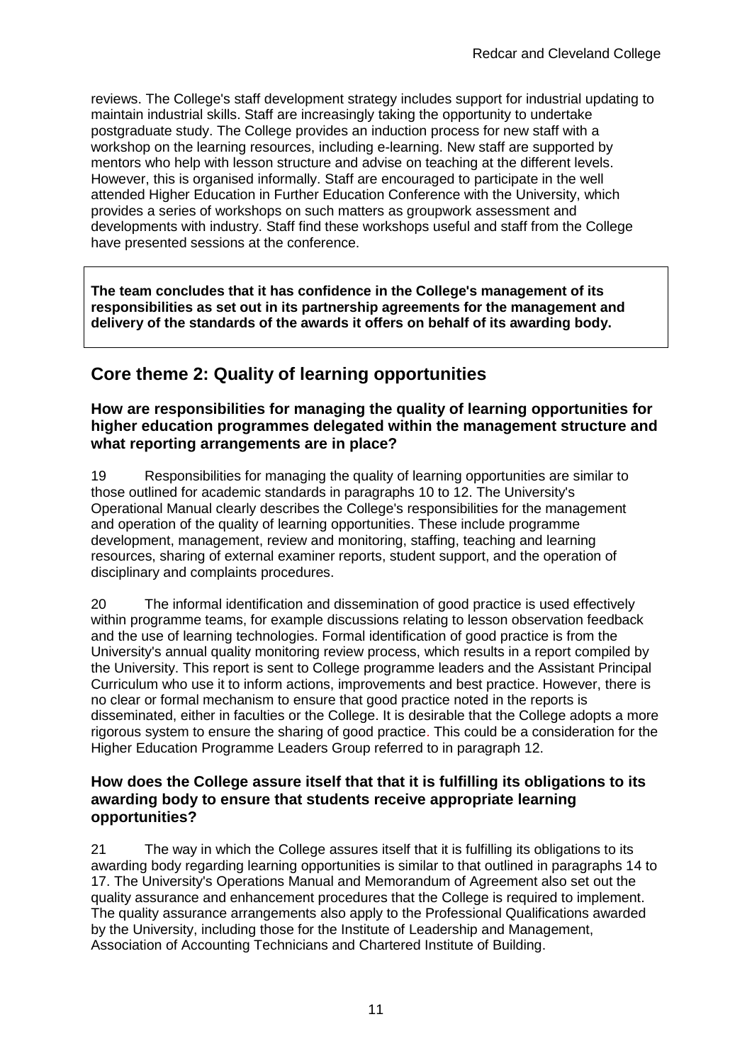reviews. The College's staff development strategy includes support for industrial updating to maintain industrial skills. Staff are increasingly taking the opportunity to undertake postgraduate study. The College provides an induction process for new staff with a workshop on the learning resources, including e-learning. New staff are supported by mentors who help with lesson structure and advise on teaching at the different levels. However, this is organised informally. Staff are encouraged to participate in the well attended Higher Education in Further Education Conference with the University, which provides a series of workshops on such matters as groupwork assessment and developments with industry. Staff find these workshops useful and staff from the College have presented sessions at the conference.

**The team concludes that it has confidence in the College's management of its responsibilities as set out in its partnership agreements for the management and delivery of the standards of the awards it offers on behalf of its awarding body.**

## Core theme 2: Quality of learning opportunities

### How are responsibilities for managing the quality of learning opportunities for higher education programmes delegated within the management structure and what reporting arrangements are in place?

19 Responsibilities for managing the quality of learning opportunities are similar to those outlined for academic standards in paragraphs 10 to 12. The University's Operational Manual clearly describes the College's responsibilities for the management and operation of the quality of learning opportunities. These include programme development, management, review and monitoring, staffing, teaching and learning resources, sharing of external examiner reports, student support, and the operation of disciplinary and complaints procedures.

20 The informal identification and dissemination of good practice is used effectively within programme teams, for example discussions relating to lesson observation feedback and the use of learning technologies. Formal identification of good practice is from the University's annual quality monitoring review process, which results in a report compiled by the University. This report is sent to College programme leaders and the Assistant Principal Curriculum who use it to inform actions, improvements and best practice. However, there is no clear or formal mechanism to ensure that good practice noted in the reports is disseminated, either in faculties or the College. It is desirable that the College adopts a more rigorous system to ensure the sharing of good practice. This could be a consideration for the Higher Education Programme Leaders Group referred to in paragraph 12.

### How does the College assure itself that that it is fulfilling its obligations to its awarding body to ensure that students receive appropriate learning opportunities?

21 The way in which the College assures itself that it is fulfilling its obligations to its awarding body regarding learning opportunities is similar to that outlined in paragraphs 14 to 17. The University's Operations Manual and Memorandum of Agreement also set out the quality assurance and enhancement procedures that the College is required to implement. The quality assurance arrangements also apply to the Professional Qualifications awarded by the University, including those for the Institute of Leadership and Management, Association of Accounting Technicians and Chartered Institute of Building.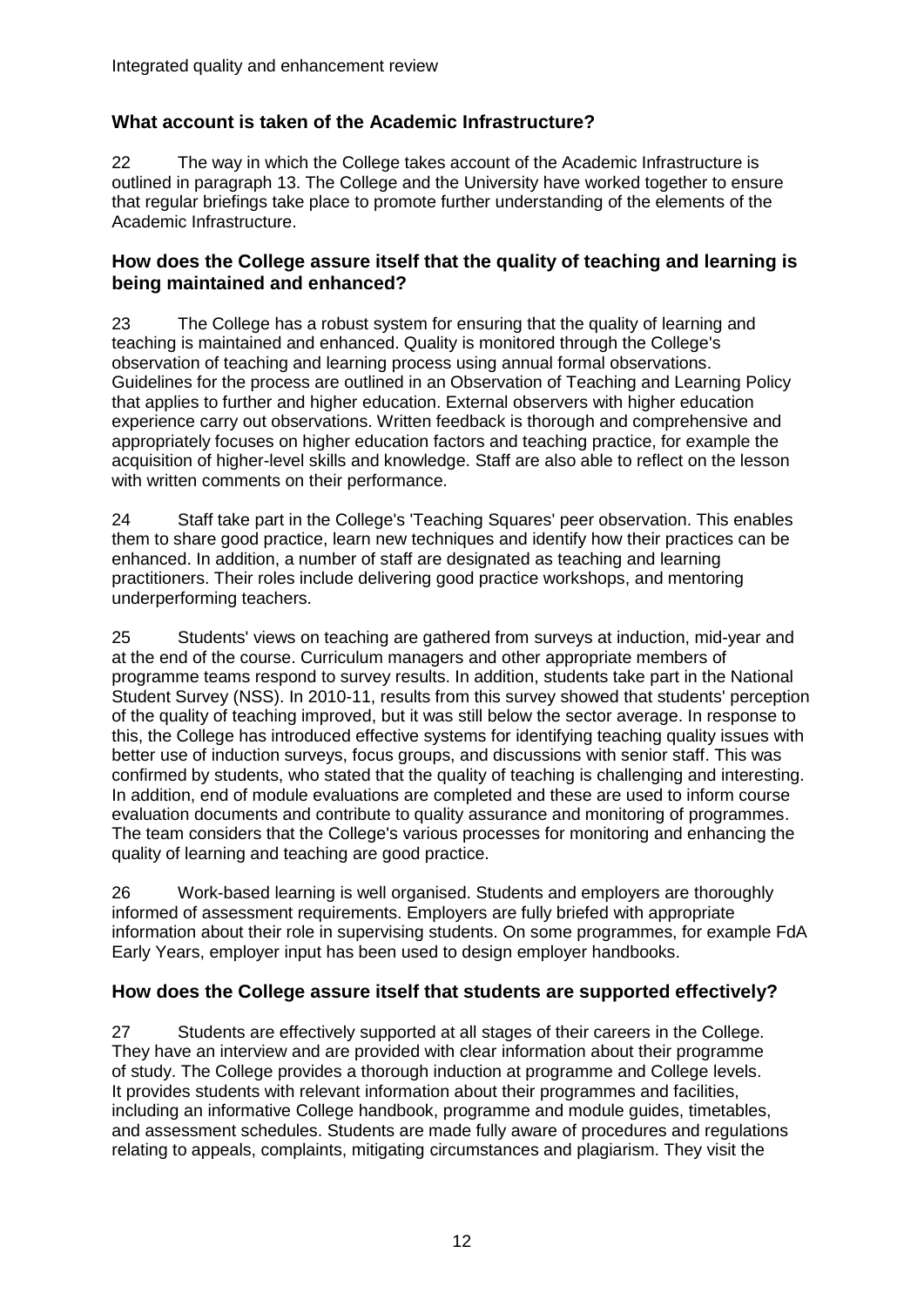### What account is taken of the Academic Infrastructure?

22 The way in which the College takes account of the Academic Infrastructure is outlined in paragraph 13. The College and the University have worked together to ensure that regular briefings take place to promote further understanding of the elements of the Academic Infrastructure.

### How does the College assure itself that the quality of teaching and learning is being maintained and enhanced?

23 The College has a robust system for ensuring that the quality of learning and teaching is maintained and enhanced. Quality is monitored through the College's observation of teaching and learning process using annual formal observations. Guidelines for the process are outlined in an Observation of Teaching and Learning Policy that applies to further and higher education. External observers with higher education experience carry out observations. Written feedback is thorough and comprehensive and appropriately focuses on higher education factors and teaching practice, for example the acquisition of higher-level skills and knowledge. Staff are also able to reflect on the lesson with written comments on their performance.

24 Staff take part in the College's 'Teaching Squares' peer observation. This enables them to share good practice, learn new techniques and identify how their practices can be enhanced. In addition, a number of staff are designated as teaching and learning practitioners. Their roles include delivering good practice workshops, and mentoring underperforming teachers.

25 Students' views on teaching are gathered from surveys at induction, mid-year and at the end of the course. Curriculum managers and other appropriate members of programme teams respond to survey results. In addition, students take part in the National Student Survey (NSS). In 2010-11, results from this survey showed that students' perception of the quality of teaching improved, but it was still below the sector average. In response to this, the College has introduced effective systems for identifying teaching quality issues with better use of induction surveys, focus groups, and discussions with senior staff. This was confirmed by students, who stated that the quality of teaching is challenging and interesting. In addition, end of module evaluations are completed and these are used to inform course evaluation documents and contribute to quality assurance and monitoring of programmes. The team considers that the College's various processes for monitoring and enhancing the quality of learning and teaching are good practice.

26 Work-based learning is well organised. Students and employers are thoroughly informed of assessment requirements. Employers are fully briefed with appropriate information about their role in supervising students. On some programmes, for example FdA Early Years, employer input has been used to design employer handbooks.

### How does the College assure itself that students are supported effectively?

27 Students are effectively supported at all stages of their careers in the College. They have an interview and are provided with clear information about their programme of study. The College provides a thorough induction at programme and College levels. It provides students with relevant information about their programmes and facilities, including an informative College handbook, programme and module guides, timetables, and assessment schedules. Students are made fully aware of procedures and regulations relating to appeals, complaints, mitigating circumstances and plagiarism. They visit the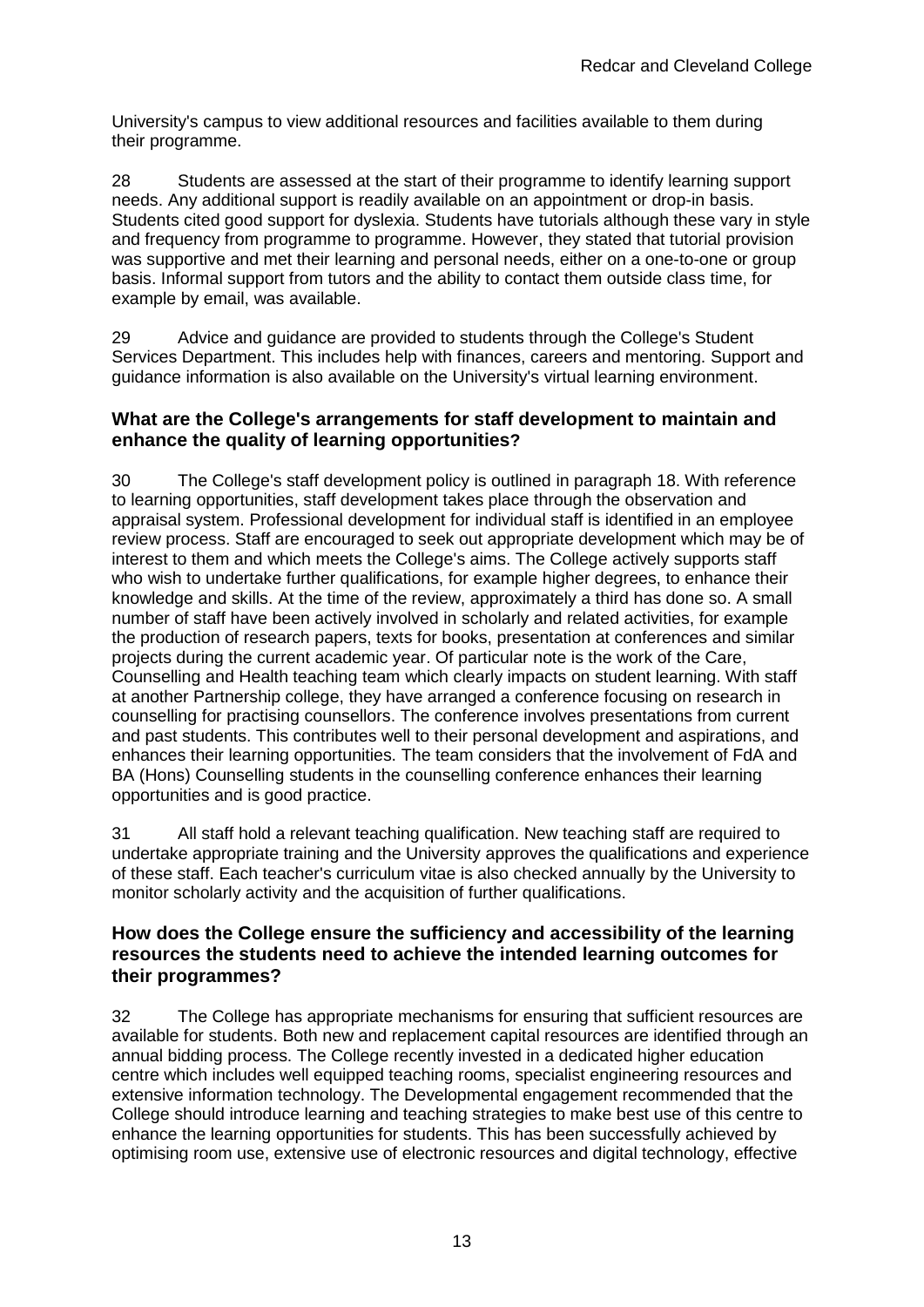University's campus to view additional resources and facilities available to them during their programme.

28 Students are assessed at the start of their programme to identify learning support needs. Any additional support is readily available on an appointment or drop-in basis. Students cited good support for dyslexia. Students have tutorials although these vary in style and frequency from programme to programme. However, they stated that tutorial provision was supportive and met their learning and personal needs, either on a one-to-one or group basis. Informal support from tutors and the ability to contact them outside class time, for example by email, was available.

29 Advice and guidance are provided to students through the College's Student Services Department. This includes help with finances, careers and mentoring. Support and guidance information is also available on the University's virtual learning environment.

### What are the College's arrangements for staff development to maintain and enhance the quality of learning opportunities?

30 The College's staff development policy is outlined in paragraph 18. With reference to learning opportunities, staff development takes place through the observation and appraisal system. Professional development for individual staff is identified in an employee review process. Staff are encouraged to seek out appropriate development which may be of interest to them and which meets the College's aims. The College actively supports staff who wish to undertake further qualifications, for example higher degrees, to enhance their knowledge and skills. At the time of the review, approximately a third has done so. A small number of staff have been actively involved in scholarly and related activities, for example the production of research papers, texts for books, presentation at conferences and similar projects during the current academic year. Of particular note is the work of the Care, Counselling and Health teaching team which clearly impacts on student learning. With staff at another Partnership college, they have arranged a conference focusing on research in counselling for practising counsellors. The conference involves presentations from current and past students. This contributes well to their personal development and aspirations, and enhances their learning opportunities. The team considers that the involvement of FdA and BA (Hons) Counselling students in the counselling conference enhances their learning opportunities and is good practice.

31 All staff hold a relevant teaching qualification. New teaching staff are required to undertake appropriate training and the University approves the qualifications and experience of these staff. Each teacher's curriculum vitae is also checked annually by the University to monitor scholarly activity and the acquisition of further qualifications.

### How does the College ensure the sufficiency and accessibility of the learning resources the students need to achieve the intended learning outcomes for their programmes?

32 The College has appropriate mechanisms for ensuring that sufficient resources are available for students. Both new and replacement capital resources are identified through an annual bidding process. The College recently invested in a dedicated higher education centre which includes well equipped teaching rooms, specialist engineering resources and extensive information technology. The Developmental engagement recommended that the College should introduce learning and teaching strategies to make best use of this centre to enhance the learning opportunities for students. This has been successfully achieved by optimising room use, extensive use of electronic resources and digital technology, effective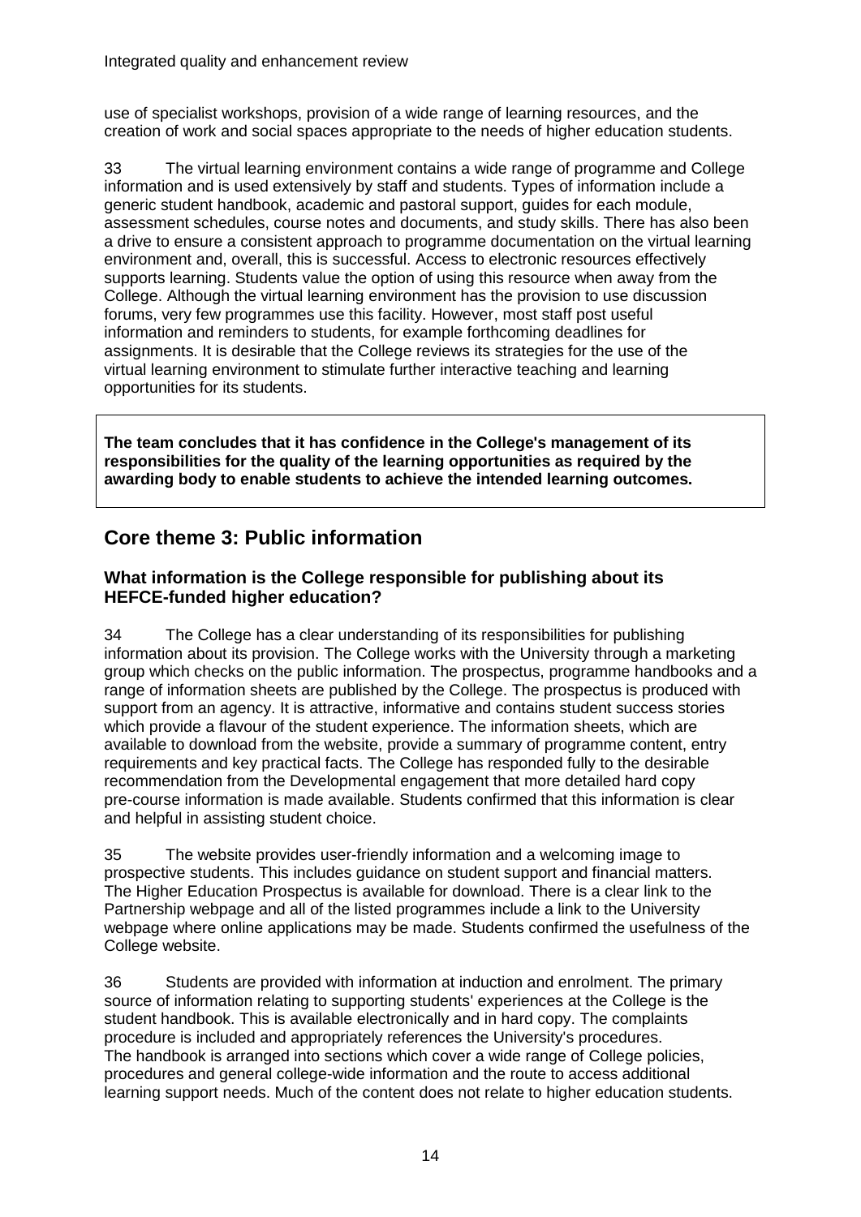use of specialist workshops, provision of a wide range of learning resources, and the creation of work and social spaces appropriate to the needs of higher education students.

33 The virtual learning environment contains a wide range of programme and College information and is used extensively by staff and students. Types of information include a generic student handbook, academic and pastoral support, guides for each module, assessment schedules, course notes and documents, and study skills. There has also been a drive to ensure a consistent approach to programme documentation on the virtual learning environment and, overall, this is successful. Access to electronic resources effectively supports learning. Students value the option of using this resource when away from the College. Although the virtual learning environment has the provision to use discussion forums, very few programmes use this facility. However, most staff post useful information and reminders to students, for example forthcoming deadlines for assignments. It is desirable that the College reviews its strategies for the use of the virtual learning environment to stimulate further interactive teaching and learning opportunities for its students.

**The team concludes that it has confidence in the College's management of its responsibilities for the quality of the learning opportunities as required by the awarding body to enable students to achieve the intended learning outcomes.**

## Core theme 3: Public information

### What information is the College responsible for publishing about its HEFCE-funded higher education?

34 The College has a clear understanding of its responsibilities for publishing information about its provision. The College works with the University through a marketing group which checks on the public information. The prospectus, programme handbooks and a range of information sheets are published by the College. The prospectus is produced with support from an agency. It is attractive, informative and contains student success stories which provide a flavour of the student experience. The information sheets, which are available to download from the website, provide a summary of programme content, entry requirements and key practical facts. The College has responded fully to the desirable recommendation from the Developmental engagement that more detailed hard copy pre-course information is made available. Students confirmed that this information is clear and helpful in assisting student choice.

35 The website provides user-friendly information and a welcoming image to prospective students. This includes guidance on student support and financial matters. The Higher Education Prospectus is available for download. There is a clear link to the Partnership webpage and all of the listed programmes include a link to the University webpage where online applications may be made. Students confirmed the usefulness of the College website.

36 Students are provided with information at induction and enrolment. The primary source of information relating to supporting students' experiences at the College is the student handbook. This is available electronically and in hard copy. The complaints procedure is included and appropriately references the University's procedures. The handbook is arranged into sections which cover a wide range of College policies, procedures and general college-wide information and the route to access additional learning support needs. Much of the content does not relate to higher education students.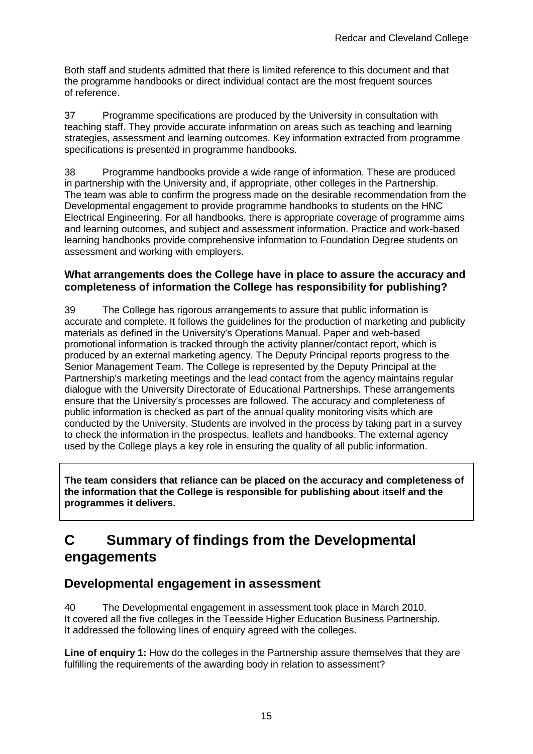Both staff and students admitted that there is limited reference to this document and that the programme handbooks or direct individual contact are the most frequent sources of reference.

37 Programme specifications are produced by the University in consultation with teaching staff. They provide accurate information on areas such as teaching and learning strategies, assessment and learning outcomes. Key information extracted from programme specifications is presented in programme handbooks.

38 Programme handbooks provide a wide range of information. These are produced in partnership with the University and, if appropriate, other colleges in the Partnership. The team was able to confirm the progress made on the desirable recommendation from the Developmental engagement to provide programme handbooks to students on the HNC Electrical Engineering. For all handbooks, there is appropriate coverage of programme aims and learning outcomes, and subject and assessment information. Practice and work-based learning handbooks provide comprehensive information to Foundation Degree students on assessment and working with employers.

**What arrangements does the College have in place to assure the accuracy and completeness of information the College has responsibility for publishing?**

39 The College has rigorous arrangements to assure that public information is accurate and complete. It follows the guidelines for the production of marketing and publicity materials as defined in the University's Operations Manual. Paper and web-based promotional information is tracked through the activity planner/contact report, which is produced by an external marketing agency. The Deputy Principal reports progress to the Senior Management Team. The College is represented by the Deputy Principal at the Partnership's marketing meetings and the lead contact from the agency maintains regular dialogue with the University Directorate of Educational Partnerships. These arrangements ensure that the University's processes are followed. The accuracy and completeness of public information is checked as part of the annual quality monitoring visits which are conducted by the University. Students are involved in the process by taking part in a survey to check the information in the prospectus, leaflets and handbooks. The external agency used by the College plays a key role in ensuring the quality of all public information.

**The team considers that reliance can be placed on the accuracy and completeness of the information that the College is responsible for publishing about itself and the programmes it delivers.**

# C Summary of findings from the Developmental engagements

## Developmental engagement in assessment

40 The Developmental engagement in assessment took place in March 2010. It covered all the five colleges in the Teesside Higher Education Business Partnership. It addressed the following lines of enquiry agreed with the colleges.

**Line of enquiry 1:** How do the colleges in the Partnership assure themselves that they are fulfilling the requirements of the awarding body in relation to assessment?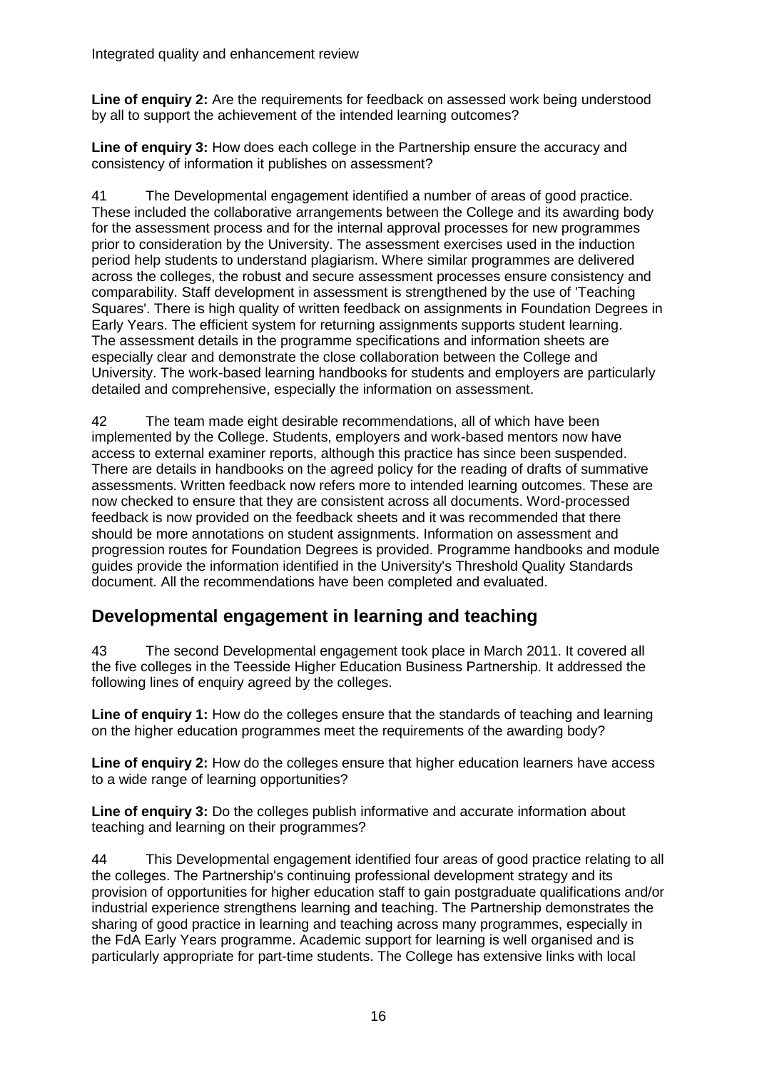**Line of enquiry 2:** Are the requirements for feedback on assessed work being understood by all to support the achievement of the intended learning outcomes?

**Line of enquiry 3:** How does each college in the Partnership ensure the accuracy and consistency of information it publishes on assessment?

41 The Developmental engagement identified a number of areas of good practice. These included the collaborative arrangements between the College and its awarding body for the assessment process and for the internal approval processes for new programmes prior to consideration by the University. The assessment exercises used in the induction period help students to understand plagiarism. Where similar programmes are delivered across the colleges, the robust and secure assessment processes ensure consistency and comparability. Staff development in assessment is strengthened by the use of 'Teaching Squares'. There is high quality of written feedback on assignments in Foundation Degrees in Early Years. The efficient system for returning assignments supports student learning. The assessment details in the programme specifications and information sheets are especially clear and demonstrate the close collaboration between the College and University. The work-based learning handbooks for students and employers are particularly detailed and comprehensive, especially the information on assessment.

42 The team made eight desirable recommendations, all of which have been implemented by the College. Students, employers and work-based mentors now have access to external examiner reports, although this practice has since been suspended. There are details in handbooks on the agreed policy for the reading of drafts of summative assessments. Written feedback now refers more to intended learning outcomes. These are now checked to ensure that they are consistent across all documents. Word-processed feedback is now provided on the feedback sheets and it was recommended that there should be more annotations on student assignments. Information on assessment and progression routes for Foundation Degrees is provided. Programme handbooks and module guides provide the information identified in the University's Threshold Quality Standards document. All the recommendations have been completed and evaluated.

## Developmental engagement in learning and teaching

43 The second Developmental engagement took place in March 2011. It covered all the five colleges in the Teesside Higher Education Business Partnership. It addressed the following lines of enquiry agreed by the colleges.

**Line of enquiry 1:** How do the colleges ensure that the standards of teaching and learning on the higher education programmes meet the requirements of the awarding body?

**Line of enquiry 2:** How do the colleges ensure that higher education learners have access to a wide range of learning opportunities?

**Line of enquiry 3:** Do the colleges publish informative and accurate information about teaching and learning on their programmes?

44 This Developmental engagement identified four areas of good practice relating to all the colleges. The Partnership's continuing professional development strategy and its provision of opportunities for higher education staff to gain postgraduate qualifications and/or industrial experience strengthens learning and teaching. The Partnership demonstrates the sharing of good practice in learning and teaching across many programmes, especially in the FdA Early Years programme. Academic support for learning is well organised and is particularly appropriate for part-time students. The College has extensive links with local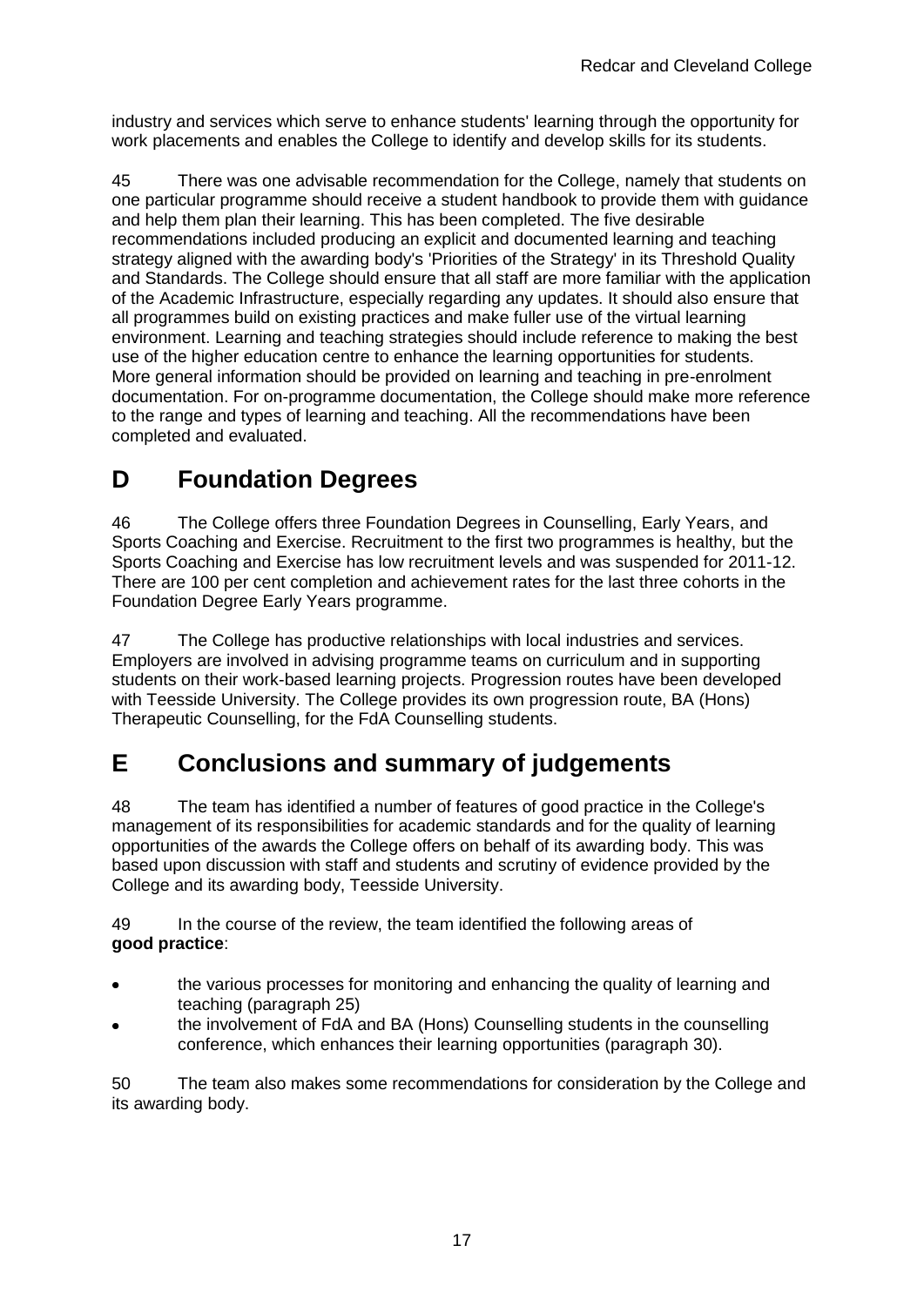industry and services which serve to enhance students' learning through the opportunity for work placements and enables the College to identify and develop skills for its students.

45 There was one advisable recommendation for the College, namely that students on one particular programme should receive a student handbook to provide them with guidance and help them plan their learning. This has been completed. The five desirable recommendations included producing an explicit and documented learning and teaching strategy aligned with the awarding body's 'Priorities of the Strategy' in its Threshold Quality and Standards. The College should ensure that all staff are more familiar with the application of the Academic Infrastructure, especially regarding any updates. It should also ensure that all programmes build on existing practices and make fuller use of the virtual learning environment. Learning and teaching strategies should include reference to making the best use of the higher education centre to enhance the learning opportunities for students. More general information should be provided on learning and teaching in pre-enrolment documentation. For on-programme documentation, the College should make more reference to the range and types of learning and teaching. All the recommendations have been completed and evaluated.

# D Foundation Degrees

46 The College offers three Foundation Degrees in Counselling, Early Years, and Sports Coaching and Exercise. Recruitment to the first two programmes is healthy, but the Sports Coaching and Exercise has low recruitment levels and was suspended for 2011-12. There are 100 per cent completion and achievement rates for the last three cohorts in the Foundation Degree Early Years programme.

47 The College has productive relationships with local industries and services. Employers are involved in advising programme teams on curriculum and in supporting students on their work-based learning projects. Progression routes have been developed with Teesside University. The College provides its own progression route, BA (Hons) Therapeutic Counselling, for the FdA Counselling students.

# E Conclusions and summary of judgements

48 The team has identified a number of features of good practice in the College's management of its responsibilities for academic standards and for the quality of learning opportunities of the awards the College offers on behalf of its awarding body. This was based upon discussion with staff and students and scrutiny of evidence provided by the College and its awarding body, Teesside University.

49 In the course of the review, the team identified the following areas of **good practice**:

- the various processes for monitoring and enhancing the quality of learning and teaching (paragraph 25)
- the involvement of FdA and BA (Hons) Counselling students in the counselling conference, which enhances their learning opportunities (paragraph 30).

50 The team also makes some recommendations for consideration by the College and its awarding body.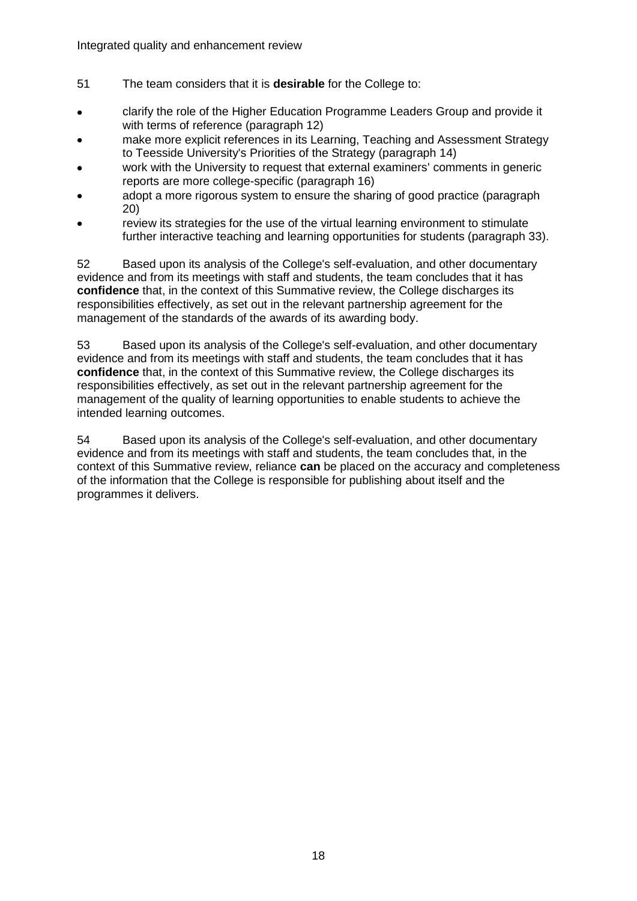51 The team considers that it is **desirable** for the College to:

- clarify the role of the Higher Education Programme Leaders Group and provide it with terms of reference (paragraph 12)
- make more explicit references in its Learning, Teaching and Assessment Strategy to Teesside University's Priorities of the Strategy (paragraph 14)
- work with the University to request that external examiners' comments in generic reports are more college-specific (paragraph 16)
- adopt a more rigorous system to ensure the sharing of good practice (paragraph 20)
- review its strategies for the use of the virtual learning environment to stimulate further interactive teaching and learning opportunities for students (paragraph 33).

52 Based upon its analysis of the College's self-evaluation, and other documentary evidence and from its meetings with staff and students, the team concludes that it has **confidence** that, in the context of this Summative review, the College discharges its responsibilities effectively, as set out in the relevant partnership agreement for the management of the standards of the awards of its awarding body.

53 Based upon its analysis of the College's self-evaluation, and other documentary evidence and from its meetings with staff and students, the team concludes that it has **confidence** that, in the context of this Summative review, the College discharges its responsibilities effectively, as set out in the relevant partnership agreement for the management of the quality of learning opportunities to enable students to achieve the intended learning outcomes.

54 Based upon its analysis of the College's self-evaluation, and other documentary evidence and from its meetings with staff and students, the team concludes that, in the context of this Summative review, reliance **can** be placed on the accuracy and completeness of the information that the College is responsible for publishing about itself and the programmes it delivers.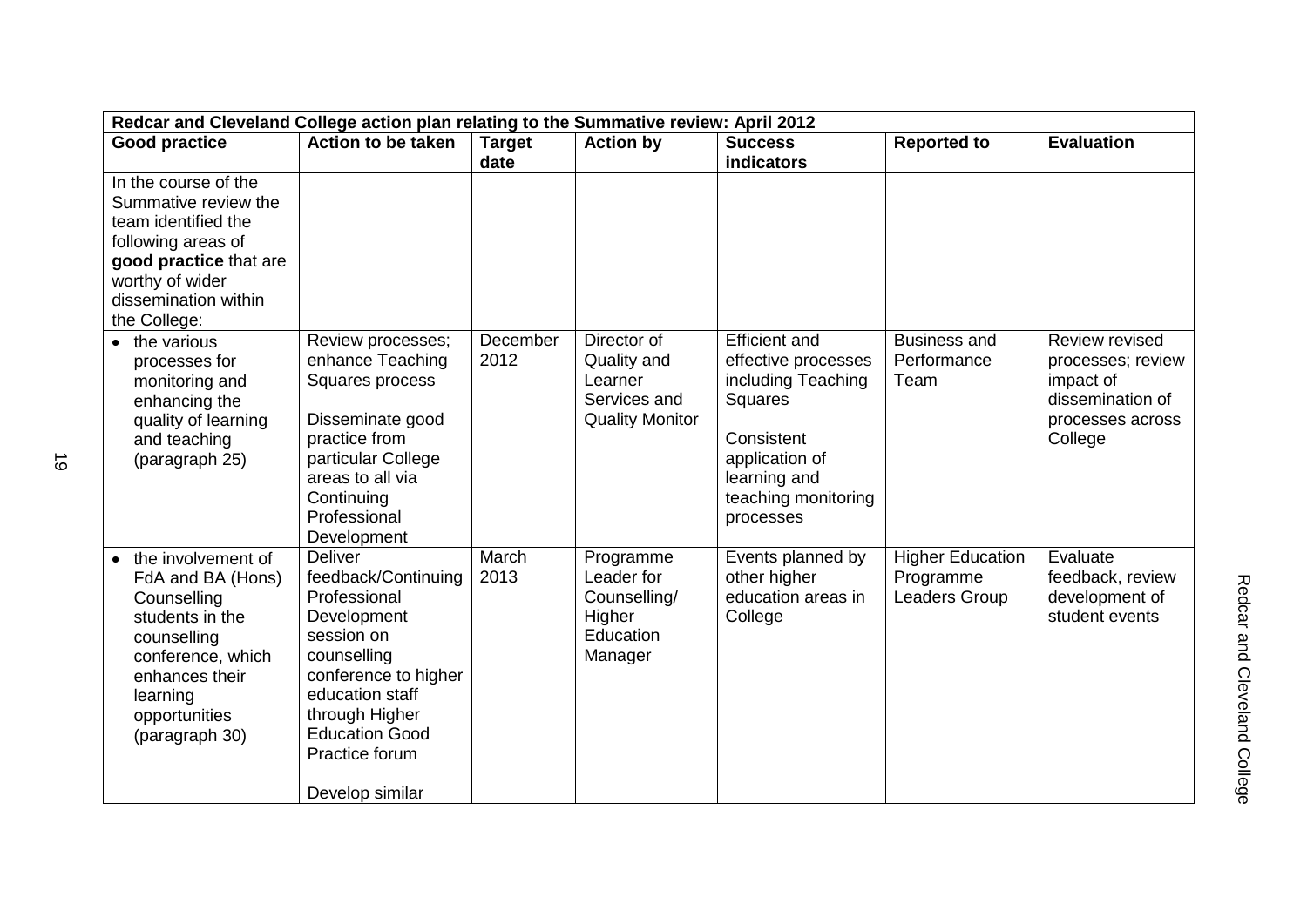| Redcar and Cleveland College action plan relating to the Summative review: April 2012 | | | | | | |
|---|---|---|---|---|---|---|
| **Good practice** | **Action to be taken** | **Target date** | **Action by** | **Success indicators** | **Reported to** | **Evaluation** |
| In the course of the Summative review the team identified the following areas of **good practice** that are worthy of wider dissemination within the College: | | | | | | |
| • the various processes for monitoring and enhancing the quality of learning and teaching (paragraph 25) | Review processes; enhance Teaching Squares process<br><br>Disseminate good practice from particular College areas to all via Continuing Professional Development | December 2012 | Director of Quality and Learner Services and Quality Monitor | Efficient and effective processes including Teaching Squares<br><br>Consistent application of learning and teaching monitoring processes | Business and Performance Team | Review revised processes; review impact of dissemination of processes across College |
| • the involvement of FdA and BA (Hons) Counselling students in the counselling conference, which enhances their learning opportunities (paragraph 30) | Deliver feedback/Continuing Professional Development session on counselling conference to higher education staff through Higher Education Good Practice forum<br><br>Develop similar | March 2013 | Programme Leader for Counselling/ Higher Education Manager | Events planned by other higher education areas in College | Higher Education Programme Leaders Group | Evaluate feedback, review development of student events |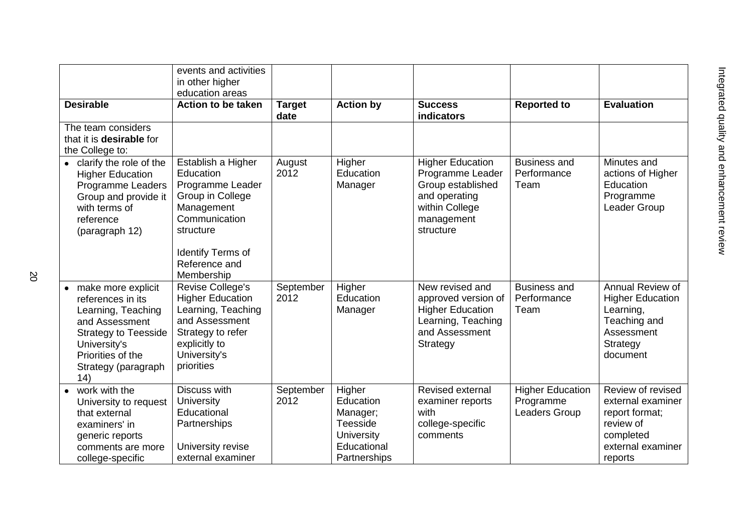| | events and activities in other higher education areas | | | | | |
|---|---|---|---|---|---|---|
| **Desirable** | **Action to be taken** | **Target date** | **Action by** | **Success indicators** | **Reported to** | **Evaluation** |
| The team considers that it is **desirable** for the College to: | | | | | | |
| • clarify the role of the Higher Education Programme Leaders Group and provide it with terms of reference (paragraph 12) | Establish a Higher Education Programme Leader Group in College Management Communication structure<br><br>Identify Terms of Reference and Membership | August 2012 | Higher Education Manager | Higher Education Programme Leader Group established and operating within College management structure | Business and Performance Team | Minutes and actions of Higher Education Programme Leader Group |
| • make more explicit references in its Learning, Teaching and Assessment Strategy to Teesside University's Priorities of the Strategy (paragraph 14) | Revise College's Higher Education Learning, Teaching and Assessment Strategy to refer explicitly to University's priorities | September 2012 | Higher Education Manager | New revised and approved version of Higher Education Learning, Teaching and Assessment Strategy | Business and Performance Team | Annual Review of Higher Education Learning, Teaching and Assessment Strategy document |
| • work with the University to request that external examiners' in generic reports comments are more college-specific | Discuss with University Educational Partnerships<br><br>University revise external examiner | September 2012 | Higher Education Manager; Teesside University Educational Partnerships | Revised external examiner reports with college-specific comments | Higher Education Programme Leaders Group | Review of revised external examiner report format; review of completed external examiner reports |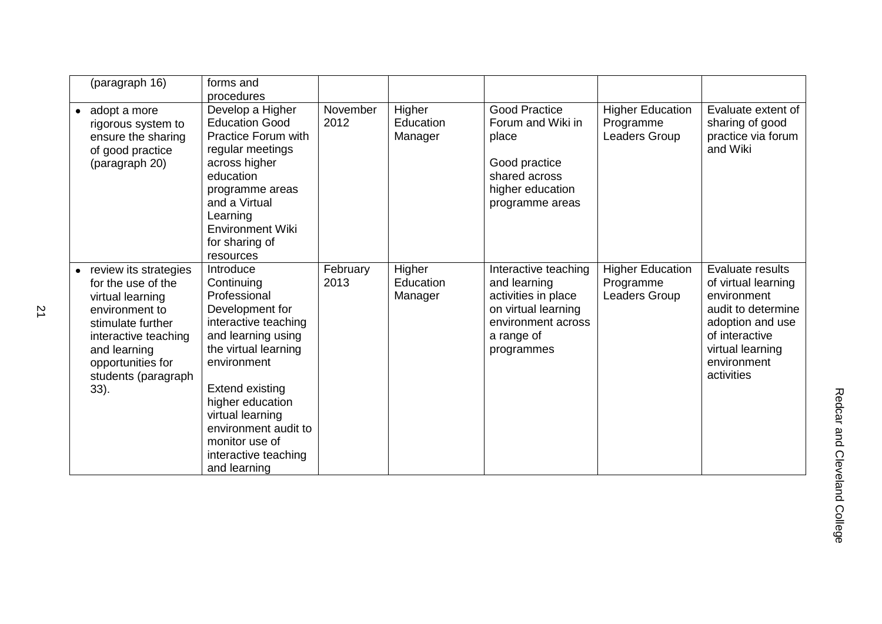| | | | | | | |
|---|---|---|---|---|---|---|
| (paragraph 16) | forms and procedures | | | | | |
| • adopt a more rigorous system to ensure the sharing of good practice (paragraph 20) | Develop a Higher Education Good Practice Forum with regular meetings across higher education programme areas and a Virtual Learning Environment Wiki for sharing of resources | November 2012 | Higher Education Manager | Good Practice Forum and Wiki in place<br><br>Good practice shared across higher education programme areas | Higher Education Programme Leaders Group | Evaluate extent of sharing of good practice via forum and Wiki |
| • review its strategies for the use of the virtual learning environment to stimulate further interactive teaching and learning opportunities for students (paragraph 33). | Introduce Continuing Professional Development for interactive teaching and learning using the virtual learning environment<br><br>Extend existing higher education virtual learning environment audit to monitor use of interactive teaching and learning | February 2013 | Higher Education Manager | Interactive teaching and learning activities in place on virtual learning environment across a range of programmes | Higher Education Programme Leaders Group | Evaluate results of virtual learning environment audit to determine adoption and use of interactive virtual learning environment activities |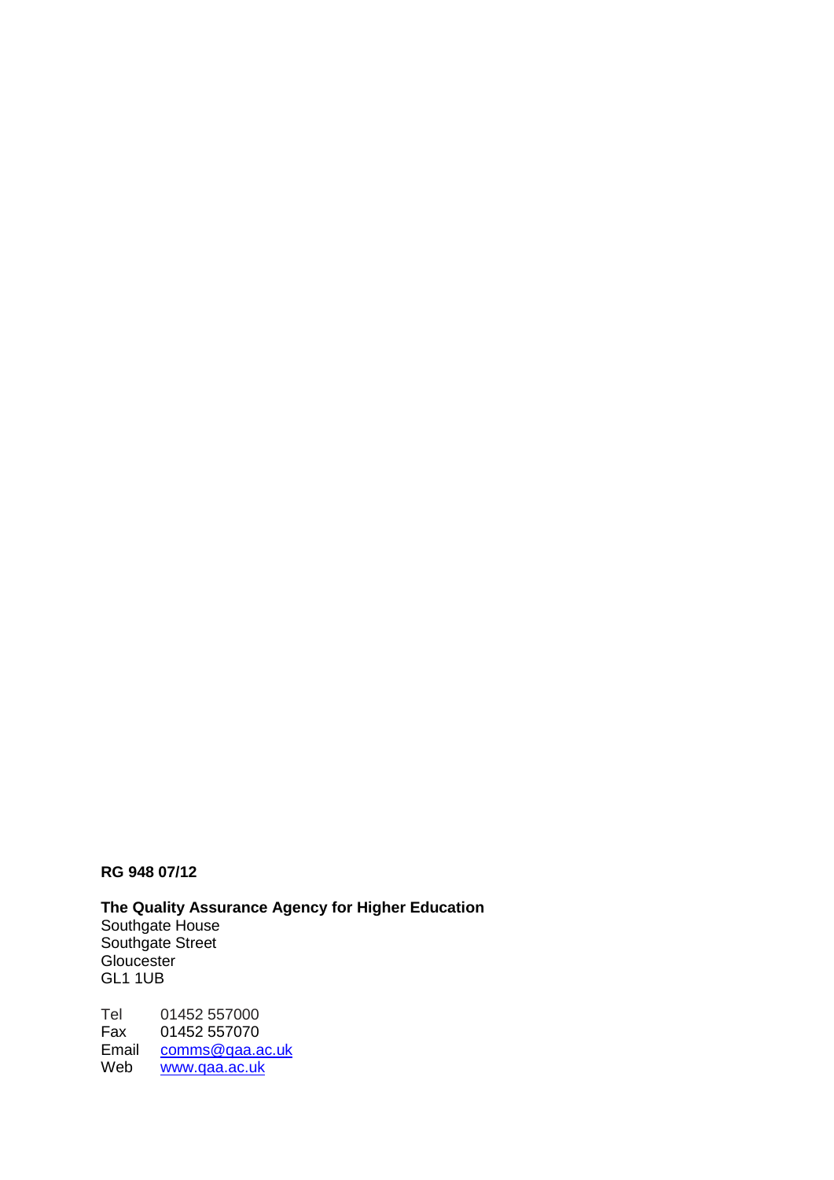**RG 948 07/12**

**The Quality Assurance Agency for Higher Education**
Southgate House
Southgate Street
Gloucester
GL1 1UB

| | |
|---|---|
| Tel | 01452 557000 |
| Fax | 01452 557070 |
| Email | comms@qaa.ac.uk |
| Web | www.qaa.ac.uk |